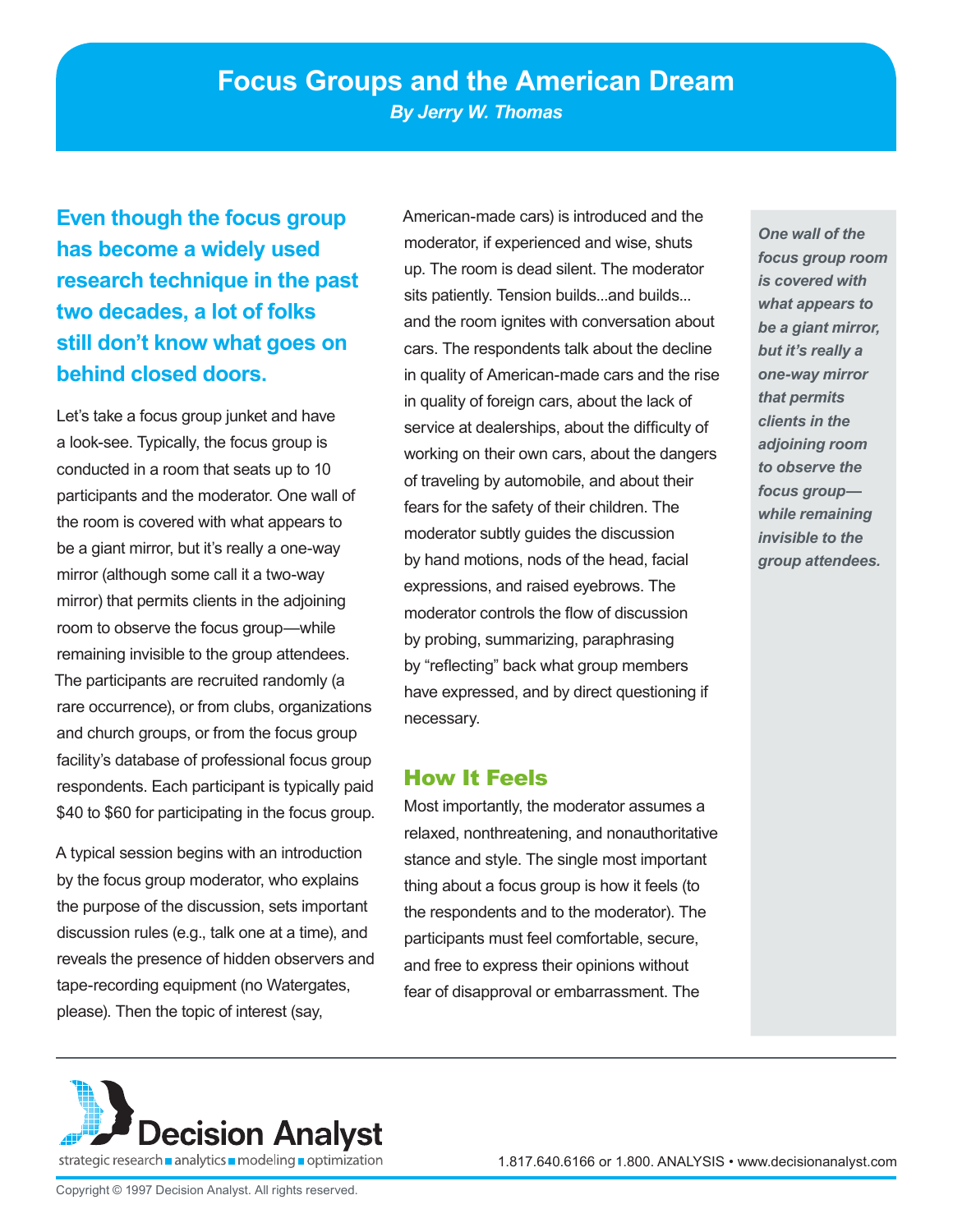# Focus Groups and the American Dream

***By Jerry W. Thomas***

**Even though the focus group has become a widely used research technique in the past two decades, a lot of folks still don't know what goes on behind closed doors.**

Let's take a focus group junket and have a look-see. Typically, the focus group is conducted in a room that seats up to 10 participants and the moderator. One wall of the room is covered with what appears to be a giant mirror, but it's really a one-way mirror (although some call it a two-way mirror) that permits clients in the adjoining room to observe the focus group—while remaining invisible to the group attendees. The participants are recruited randomly (a rare occurrence), or from clubs, organizations and church groups, or from the focus group facility's database of professional focus group respondents. Each participant is typically paid $40 to $60 for participating in the focus group.

A typical session begins with an introduction by the focus group moderator, who explains the purpose of the discussion, sets important discussion rules (e.g., talk one at a time), and reveals the presence of hidden observers and tape-recording equipment (no Watergates, please). Then the topic of interest (say, American-made cars) is introduced and the moderator, if experienced and wise, shuts up. The room is dead silent. The moderator sits patiently. Tension builds...and builds... and the room ignites with conversation about cars. The respondents talk about the decline in quality of American-made cars and the rise in quality of foreign cars, about the lack of service at dealerships, about the difficulty of working on their own cars, about the dangers of traveling by automobile, and about their fears for the safety of their children. The moderator subtly guides the discussion by hand motions, nods of the head, facial expressions, and raised eyebrows. The moderator controls the flow of discussion by probing, summarizing, paraphrasing by "reflecting" back what group members have expressed, and by direct questioning if necessary.

## How It Feels

Most importantly, the moderator assumes a relaxed, nonthreatening, and nonauthoritative stance and style. The single most important thing about a focus group is how it feels (to the respondents and to the moderator). The participants must feel comfortable, secure, and free to express their opinions without fear of disapproval or embarrassment. The

***One wall of the focus group room is covered with what appears to be a giant mirror, but it's really a one-way mirror that permits clients in the adjoining room to observe the focus group—while remaining invisible to the group attendees.***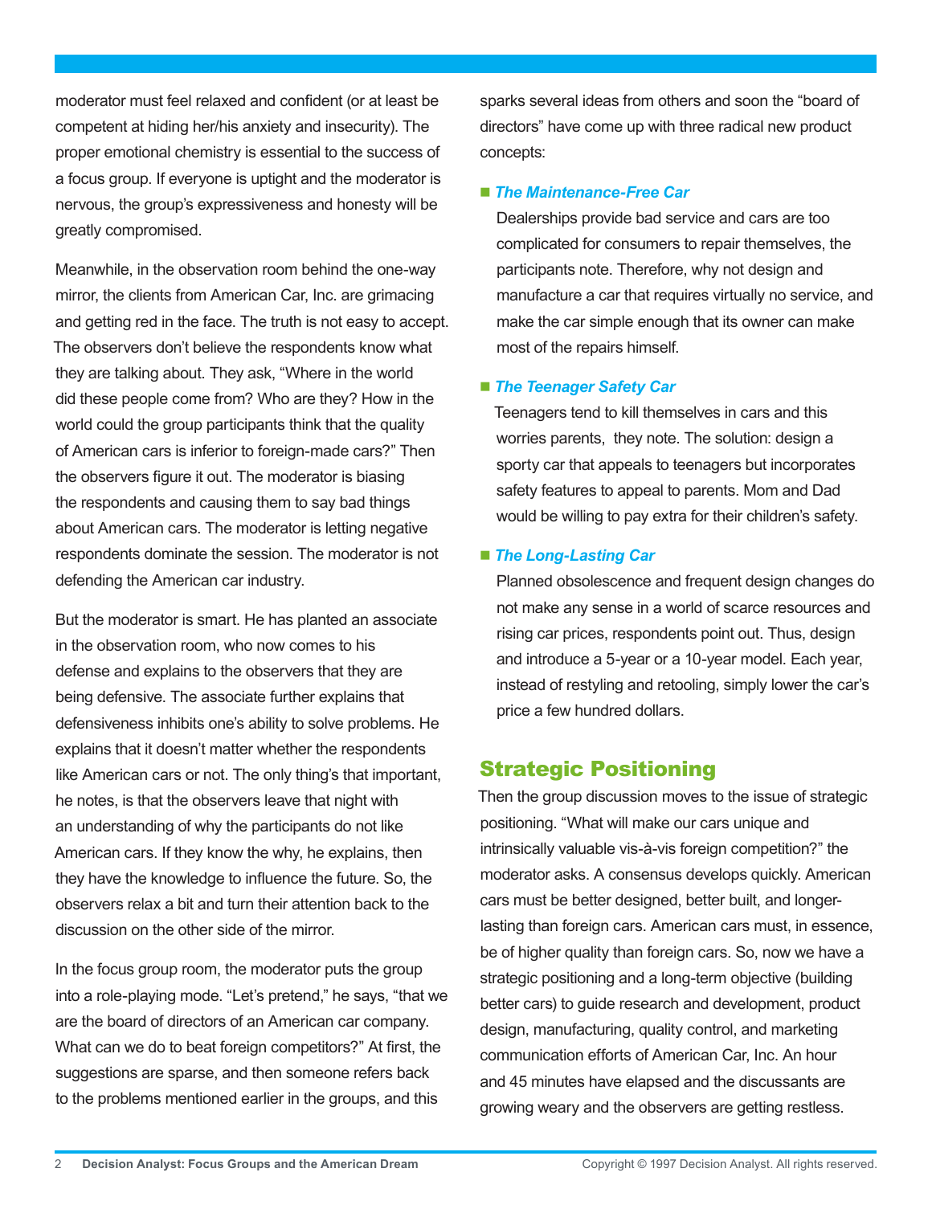moderator must feel relaxed and confident (or at least be competent at hiding her/his anxiety and insecurity). The proper emotional chemistry is essential to the success of a focus group. If everyone is uptight and the moderator is nervous, the group's expressiveness and honesty will be greatly compromised.

Meanwhile, in the observation room behind the one-way mirror, the clients from American Car, Inc. are grimacing and getting red in the face. The truth is not easy to accept. The observers don't believe the respondents know what they are talking about. They ask, "Where in the world did these people come from? Who are they? How in the world could the group participants think that the quality of American cars is inferior to foreign-made cars?" Then the observers figure it out. The moderator is biasing the respondents and causing them to say bad things about American cars. The moderator is letting negative respondents dominate the session. The moderator is not defending the American car industry.

But the moderator is smart. He has planted an associate in the observation room, who now comes to his defense and explains to the observers that they are being defensive. The associate further explains that defensiveness inhibits one's ability to solve problems. He explains that it doesn't matter whether the respondents like American cars or not. The only thing's that important, he notes, is that the observers leave that night with an understanding of why the participants do not like American cars. If they know the why, he explains, then they have the knowledge to influence the future. So, the observers relax a bit and turn their attention back to the discussion on the other side of the mirror.

In the focus group room, the moderator puts the group into a role-playing mode. "Let's pretend," he says, "that we are the board of directors of an American car company. What can we do to beat foreign competitors?" At first, the suggestions are sparse, and then someone refers back to the problems mentioned earlier in the groups, and this sparks several ideas from others and soon the "board of directors" have come up with three radical new product concepts:

- ***The Maintenance-Free Car***
  Dealerships provide bad service and cars are too complicated for consumers to repair themselves, the participants note. Therefore, why not design and manufacture a car that requires virtually no service, and make the car simple enough that its owner can make most of the repairs himself.

- ***The Teenager Safety Car***
  Teenagers tend to kill themselves in cars and this worries parents, they note. The solution: design a sporty car that appeals to teenagers but incorporates safety features to appeal to parents. Mom and Dad would be willing to pay extra for their children's safety.

- ***The Long-Lasting Car***
  Planned obsolescence and frequent design changes do not make any sense in a world of scarce resources and rising car prices, respondents point out. Thus, design and introduce a 5-year or a 10-year model. Each year, instead of restyling and retooling, simply lower the car's price a few hundred dollars.

## Strategic Positioning

Then the group discussion moves to the issue of strategic positioning. "What will make our cars unique and intrinsically valuable vis-à-vis foreign competition?" the moderator asks. A consensus develops quickly. American cars must be better designed, better built, and longer-lasting than foreign cars. American cars must, in essence, be of higher quality than foreign cars. So, now we have a strategic positioning and a long-term objective (building better cars) to guide research and development, product design, manufacturing, quality control, and marketing communication efforts of American Car, Inc. An hour and 45 minutes have elapsed and the discussants are growing weary and the observers are getting restless.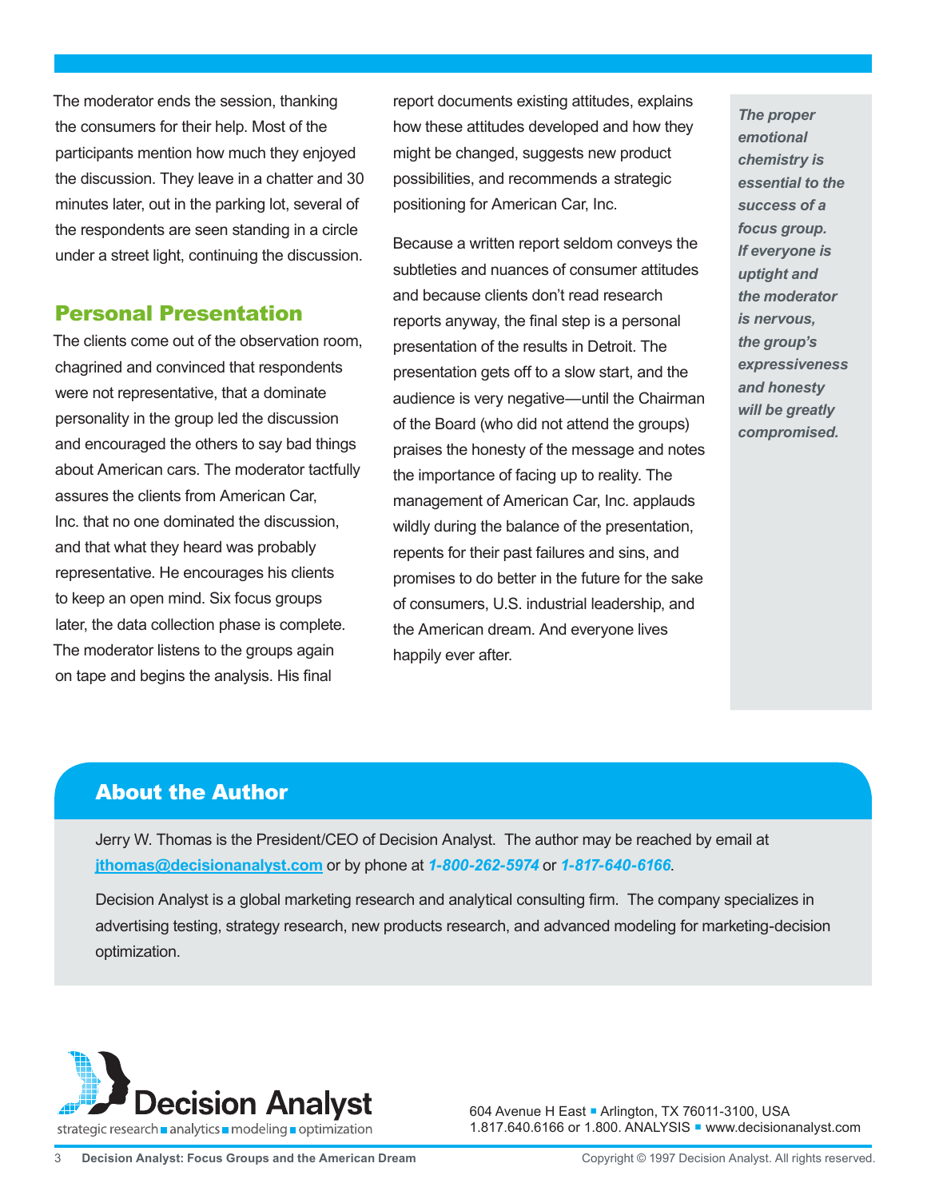The moderator ends the session, thanking the consumers for their help. Most of the participants mention how much they enjoyed the discussion. They leave in a chatter and 30 minutes later, out in the parking lot, several of the respondents are seen standing in a circle under a street light, continuing the discussion.

## Personal Presentation

The clients come out of the observation room, chagrined and convinced that respondents were not representative, that a dominate personality in the group led the discussion and encouraged the others to say bad things about American cars. The moderator tactfully assures the clients from American Car, Inc. that no one dominated the discussion, and that what they heard was probably representative. He encourages his clients to keep an open mind. Six focus groups later, the data collection phase is complete. The moderator listens to the groups again on tape and begins the analysis. His final report documents existing attitudes, explains how these attitudes developed and how they might be changed, suggests new product possibilities, and recommends a strategic positioning for American Car, Inc.

Because a written report seldom conveys the subtleties and nuances of consumer attitudes and because clients don't read research reports anyway, the final step is a personal presentation of the results in Detroit. The presentation gets off to a slow start, and the audience is very negative—until the Chairman of the Board (who did not attend the groups) praises the honesty of the message and notes the importance of facing up to reality. The management of American Car, Inc. applauds wildly during the balance of the presentation, repents for their past failures and sins, and promises to do better in the future for the sake of consumers, U.S. industrial leadership, and the American dream. And everyone lives happily ever after.

***The proper emotional chemistry is essential to the success of a focus group. If everyone is uptight and the moderator is nervous, the group's expressiveness and honesty will be greatly compromised.***

## About the Author

Jerry W. Thomas is the President/CEO of Decision Analyst. The author may be reached by email at jthomas@decisionanalyst.com or by phone at ***1-800-262-5974*** or ***1-817-640-6166***.

Decision Analyst is a global marketing research and analytical consulting firm. The company specializes in advertising testing, strategy research, new products research, and advanced modeling for marketing-decision optimization.

Decision Analyst
strategic research ■ analytics ■ modeling ■ optimization

604 Avenue H East ■ Arlington, TX 76011-3100, USA
1.817.640.6166 or 1.800. ANALYSIS ■ www.decisionanalyst.com

Copyright © 1997 Decision Analyst. All rights reserved.